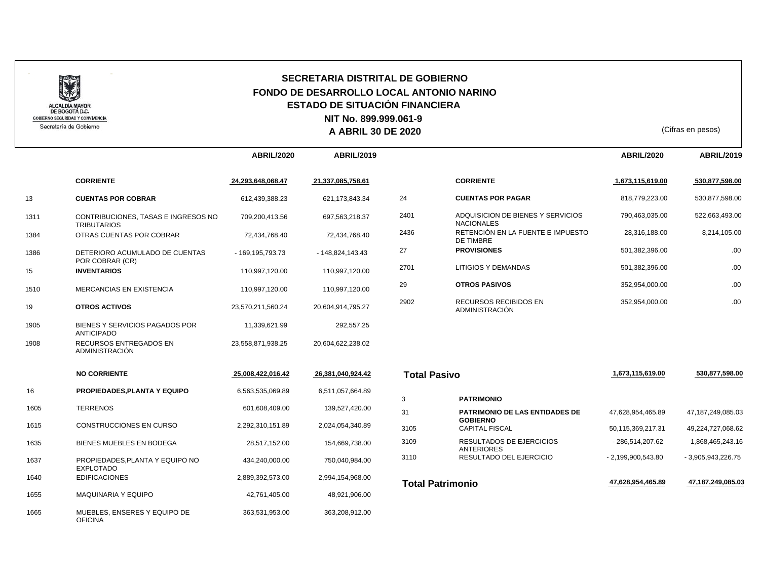ALCALDÍA MAYOR DE BOGOTÁ D.C.
GOBIERNO SEGURIDAD Y CONVIVENCIA
Secretaría de Gobierno

## SECRETARIA DISTRITAL DE GOBIERNO
## FONDO DE DESARROLLO LOCAL ANTONIO NARINO
## ESTADO DE SITUACIÓN FINANCIERA
**NIT No. 899.999.061-9**
**A ABRIL 30 DE 2020**

(Cifras en pesos)

| | | ABRIL/2020 | ABRIL/2019 |
|---|---|---|---|
| | **CORRIENTE** | **24,293,648,068.47** | **21,337,085,758.61** |
| 13 | **CUENTAS POR COBRAR** | 612,439,388.23 | 621,173,843.34 |
| 1311 | CONTRIBUCIONES, TASAS E INGRESOS NO TRIBUTARIOS | 709,200,413.56 | 697,563,218.37 |
| 1384 | OTRAS CUENTAS POR COBRAR | 72,434,768.40 | 72,434,768.40 |
| 1386 | DETERIORO ACUMULADO DE CUENTAS POR COBRAR (CR) | - 169,195,793.73 | - 148,824,143.43 |
| 15 | **INVENTARIOS** | 110,997,120.00 | 110,997,120.00 |
| 1510 | MERCANCIAS EN EXISTENCIA | 110,997,120.00 | 110,997,120.00 |
| 19 | **OTROS ACTIVOS** | 23,570,211,560.24 | 20,604,914,795.27 |
| 1905 | BIENES Y SERVICIOS PAGADOS POR ANTICIPADO | 11,339,621.99 | 292,557.25 |
| 1908 | RECURSOS ENTREGADOS EN ADMINISTRACIÓN | 23,558,871,938.25 | 20,604,622,238.02 |
| | **NO CORRIENTE** | **25,008,422,016.42** | **26,381,040,924.42** |
| 16 | **PROPIEDADES,PLANTA Y EQUIPO** | 6,563,535,069.89 | 6,511,057,664.89 |
| 1605 | TERRENOS | 601,608,409.00 | 139,527,420.00 |
| 1615 | CONSTRUCCIONES EN CURSO | 2,292,310,151.89 | 2,024,054,340.89 |
| 1635 | BIENES MUEBLES EN BODEGA | 28,517,152.00 | 154,669,738.00 |
| 1637 | PROPIEDADES,PLANTA Y EQUIPO NO EXPLOTADO | 434,240,000.00 | 750,040,984.00 |
| 1640 | EDIFICACIONES | 2,889,392,573.00 | 2,994,154,968.00 |
| 1655 | MAQUINARIA Y EQUIPO | 42,761,405.00 | 48,921,906.00 |
| 1665 | MUEBLES, ENSERES Y EQUIPO DE OFICINA | 363,531,953.00 | 363,208,912.00 |

| | | ABRIL/2020 | ABRIL/2019 |
|---|---|---|---|
| | **CORRIENTE** | **1,673,115,619.00** | **530,877,598.00** |
| 24 | **CUENTAS POR PAGAR** | 818,779,223.00 | 530,877,598.00 |
| 2401 | ADQUISICION DE BIENES Y SERVICIOS NACIONALES | 790,463,035.00 | 522,663,493.00 |
| 2436 | RETENCIÓN EN LA FUENTE E IMPUESTO DE TIMBRE | 28,316,188.00 | 8,214,105.00 |
| 27 | **PROVISIONES** | 501,382,396.00 | .00 |
| 2701 | LITIGIOS Y DEMANDAS | 501,382,396.00 | .00 |
| 29 | **OTROS PASIVOS** | 352,954,000.00 | .00 |
| 2902 | RECURSOS RECIBIDOS EN ADMINISTRACIÓN | 352,954,000.00 | .00 |
| **Total Pasivo** | | **1,673,115,619.00** | **530,877,598.00** |
| 3 | **PATRIMONIO** | | |
| 31 | **PATRIMONIO DE LAS ENTIDADES DE GOBIERNO** | 47,628,954,465.89 | 47,187,249,085.03 |
| 3105 | CAPITAL FISCAL | 50,115,369,217.31 | 49,224,727,068.62 |
| 3109 | RESULTADOS DE EJERCICIOS ANTERIORES | - 286,514,207.62 | 1,868,465,243.16 |
| 3110 | RESULTADO DEL EJERCICIO | - 2,199,900,543.80 | - 3,905,943,226.75 |
| **Total Patrimonio** | | **47,628,954,465.89** | **47,187,249,085.03** |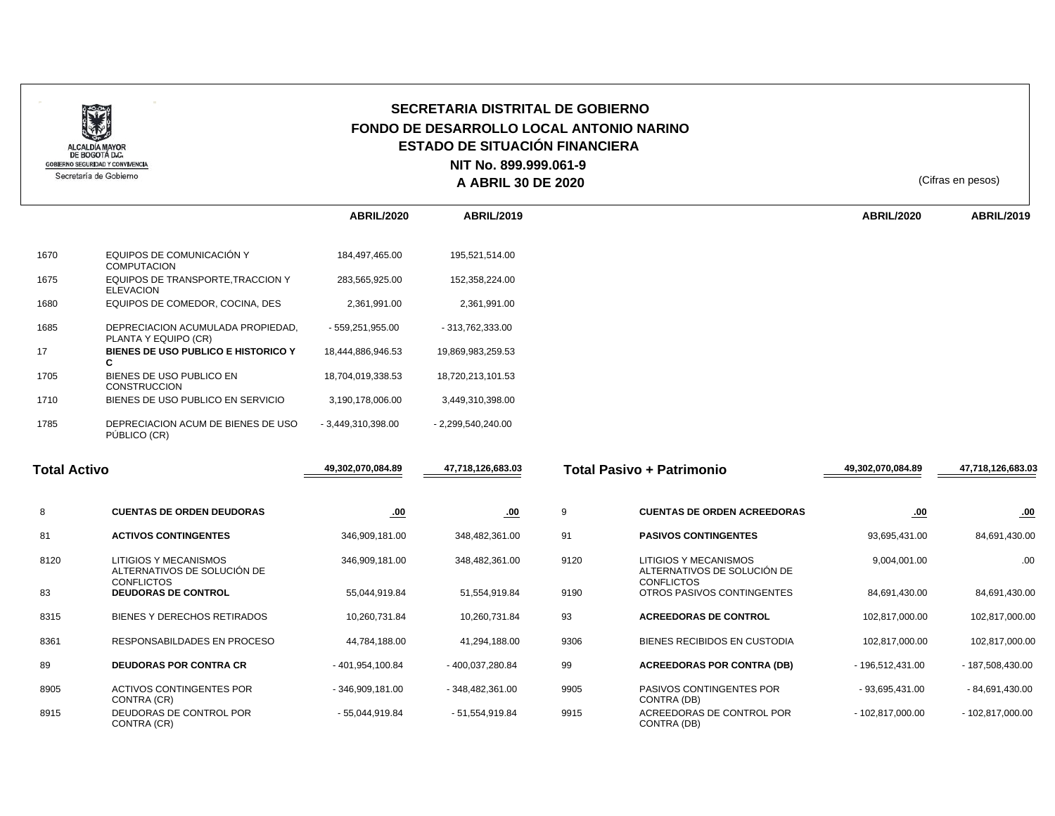# SECRETARIA DISTRITAL DE GOBIERNO
## FONDO DE DESARROLLO LOCAL ANTONIO NARINO
## ESTADO DE SITUACIÓN FINANCIERA
### NIT No. 899.999.061-9
### A ABRIL 30 DE 2020

(Cifras en pesos)

| | | ABRIL/2020 | ABRIL/2019 |
|---|---|---|---|
| 1670 | EQUIPOS DE COMUNICACIÓN Y COMPUTACION | 184,497,465.00 | 195,521,514.00 |
| 1675 | EQUIPOS DE TRANSPORTE,TRACCION Y ELEVACION | 283,565,925.00 | 152,358,224.00 |
| 1680 | EQUIPOS DE COMEDOR, COCINA, DES | 2,361,991.00 | 2,361,991.00 |
| 1685 | DEPRECIACION ACUMULADA PROPIEDAD, PLANTA Y EQUIPO (CR) | - 559,251,955.00 | - 313,762,333.00 |
| 17 | **BIENES DE USO PUBLICO E HISTORICO Y C** | 18,444,886,946.53 | 19,869,983,259.53 |
| 1705 | BIENES DE USO PUBLICO EN CONSTRUCCION | 18,704,019,338.53 | 18,720,213,101.53 |
| 1710 | BIENES DE USO PUBLICO EN SERVICIO | 3,190,178,006.00 | 3,449,310,398.00 |
| 1785 | DEPRECIACION ACUM DE BIENES DE USO PÚBLICO (CR) | - 3,449,310,398.00 | - 2,299,540,240.00 |

| | ABRIL/2020 | ABRIL/2019 |
|---|---|---|
| **Total Activo** | 49,302,070,084.89 | 47,718,126,683.03 |
| **Total Pasivo + Patrimonio** | 49,302,070,084.89 | 47,718,126,683.03 |

| | | ABRIL/2020 | ABRIL/2019 |
|---|---|---|---|
| 8 | **CUENTAS DE ORDEN DEUDORAS** | .00 | .00 |
| 81 | **ACTIVOS CONTINGENTES** | 346,909,181.00 | 348,482,361.00 |
| 8120 | LITIGIOS Y MECANISMOS ALTERNATIVOS DE SOLUCIÓN DE CONFLICTOS | 346,909,181.00 | 348,482,361.00 |
| 83 | **DEUDORAS DE CONTROL** | 55,044,919.84 | 51,554,919.84 |
| 8315 | BIENES Y DERECHOS RETIRADOS | 10,260,731.84 | 10,260,731.84 |
| 8361 | RESPONSABILDADES EN PROCESO | 44,784,188.00 | 41,294,188.00 |
| 89 | **DEUDORAS POR CONTRA CR** | - 401,954,100.84 | - 400,037,280.84 |
| 8905 | ACTIVOS CONTINGENTES POR CONTRA (CR) | - 346,909,181.00 | - 348,482,361.00 |
| 8915 | DEUDORAS DE CONTROL POR CONTRA (CR) | - 55,044,919.84 | - 51,554,919.84 |

| | | ABRIL/2020 | ABRIL/2019 |
|---|---|---|---|
| 9 | **CUENTAS DE ORDEN ACREEDORAS** | .00 | .00 |
| 91 | **PASIVOS CONTINGENTES** | 93,695,431.00 | 84,691,430.00 |
| 9120 | LITIGIOS Y MECANISMOS ALTERNATIVOS DE SOLUCIÓN DE CONFLICTOS | 9,004,001.00 | .00 |
| 9190 | OTROS PASIVOS CONTINGENTES | 84,691,430.00 | 84,691,430.00 |
| 93 | **ACREEDORAS DE CONTROL** | 102,817,000.00 | 102,817,000.00 |
| 9306 | BIENES RECIBIDOS EN CUSTODIA | 102,817,000.00 | 102,817,000.00 |
| 99 | **ACREEDORAS POR CONTRA (DB)** | - 196,512,431.00 | - 187,508,430.00 |
| 9905 | PASIVOS CONTINGENTES POR CONTRA (DB) | - 93,695,431.00 | - 84,691,430.00 |
| 9915 | ACREEDORAS DE CONTROL POR CONTRA (DB) | - 102,817,000.00 | - 102,817,000.00 |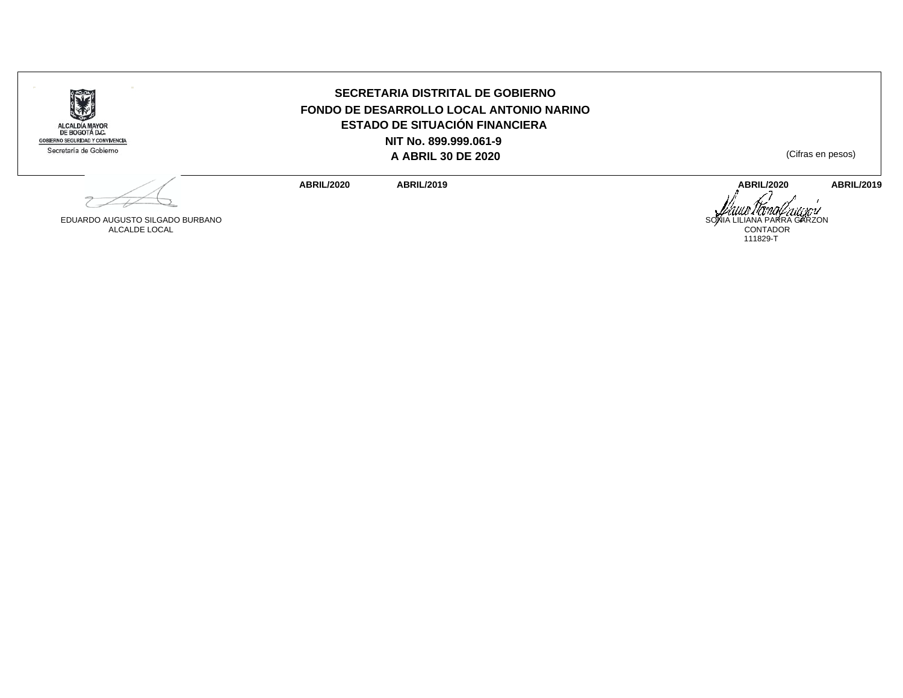SECRETARIA DISTRITAL DE GOBIERNO

FONDO DE DESARROLLO LOCAL ANTONIO NARINO

ESTADO DE SITUACIÓN FINANCIERA

NIT No. 899.999.061-9

A ABRIL 30 DE 2020

(Cifras en pesos)

| | ABRIL/2020 | ABRIL/2019 | | ABRIL/2020 | ABRIL/2019 |
|---|---|---|---|---|---|

EDUARDO AUGUSTO SILGADO BURBANO
ALCALDE LOCAL

SONIA LILIANA PARRA GARZON
CONTADOR
111829-T